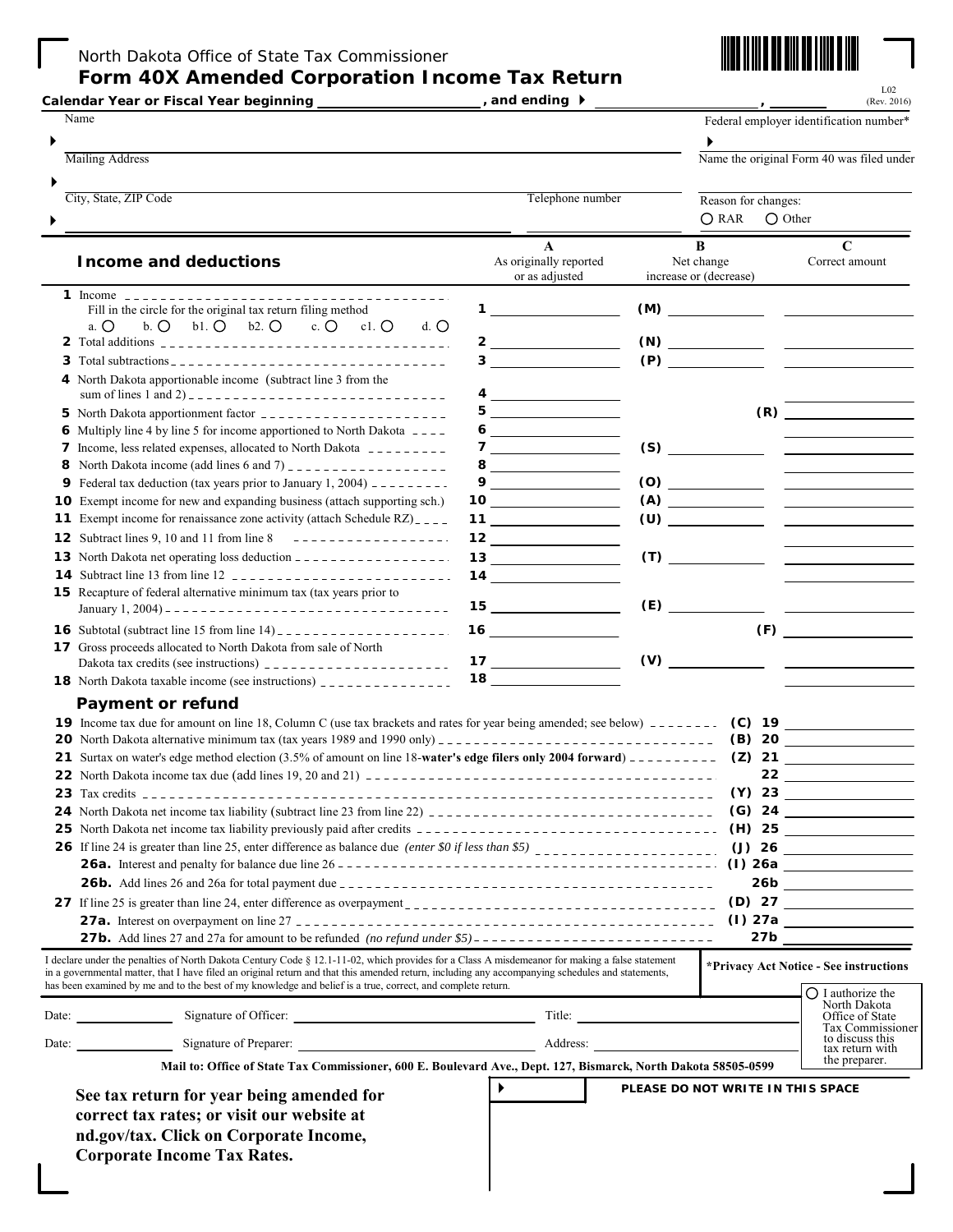North Dakota Office of State Tax Commissioner

# Form 40X Amended Corporation Income Tax Return

L02 (Rev. 2016)

**Calendar Year or Fiscal Year beginning** ____________________ **, and ending** ▶ ____________________ , ________

Name ▶ ____________________ Federal employer identification number* ▶ ____________________

Mailing Address ▶ ____________________ Name the original Form 40 was filed under ____________________

City, State, ZIP Code ▶ ____________________ Telephone number ____________________

Reason for changes: ○ RAR ○ Other

| **Income and deductions** | A<br>As originally reported or as adjusted | B<br>Net change increase or (decrease) | C<br>Correct amount |
|---|---|---|---|
| **1** Income<br>Fill in the circle for the original tax return filing method<br>a. ○ b. ○ b1. ○ b2. ○ c. ○ c1. ○ d. ○ | 1 | (M) | |
| **2** Total additions | 2 | (N) | |
| **3** Total subtractions | 3 | (P) | |
| **4** North Dakota apportionable income (subtract line 3 from the sum of lines 1 and 2) | 4 | | |
| **5** North Dakota apportionment factor | 5 | | (R) |
| **6** Multiply line 4 by line 5 for income apportioned to North Dakota | 6 | | |
| **7** Income, less related expenses, allocated to North Dakota | 7 | (S) | |
| **8** North Dakota income (add lines 6 and 7) | 8 | | |
| **9** Federal tax deduction (tax years prior to January 1, 2004) | 9 | (O) | |
| **10** Exempt income for new and expanding business (attach supporting sch.) | 10 | (A) | |
| **11** Exempt income for renaissance zone activity (attach Schedule RZ) | 11 | (U) | |
| **12** Subtract lines 9, 10 and 11 from line 8 | 12 | | |
| **13** North Dakota net operating loss deduction | 13 | (T) | |
| **14** Subtract line 13 from line 12 | 14 | | |
| **15** Recapture of federal alternative minimum tax (tax years prior to January 1, 2004) | 15 | (E) | |
| **16** Subtotal (subtract line 15 from line 14) | 16 | | (F) |
| **17** Gross proceeds allocated to North Dakota from sale of North Dakota tax credits (see instructions) | 17 | (V) | |
| **18** North Dakota taxable income (see instructions) | 18 | | |

## Payment or refund

| | | |
|---|---|---|
| **19** Income tax due for amount on line 18, Column C (use tax brackets and rates for year being amended; see below) | (C) 19 | |
| **20** North Dakota alternative minimum tax (tax years 1989 and 1990 only) | (B) 20 | |
| **21** Surtax on water's edge method election (3.5% of amount on line 18-**water's edge filers only 2004 forward**) | (Z) 21 | |
| **22** North Dakota income tax due (add lines 19, 20 and 21) | 22 | |
| **23** Tax credits | (Y) 23 | |
| **24** North Dakota net income tax liability (subtract line 23 from line 22) | (G) 24 | |
| **25** North Dakota net income tax liability previously paid after credits | (H) 25 | |
| **26** If line 24 is greater than line 25, enter difference as balance due *(enter $0 if less than $5)* | (J) 26 | |
| **26a.** Interest and penalty for balance due line 26 | (I) 26a | |
| **26b.** Add lines 26 and 26a for total payment due | 26b | |
| **27** If line 25 is greater than line 24, enter difference as overpayment | (D) 27 | |
| **27a.** Interest on overpayment on line 27 | (I) 27a | |
| **27b.** Add lines 27 and 27a for amount to be refunded *(no refund under $5)* | 27b | |

I declare under the penalties of North Dakota Century Code § 12.1-11-02, which provides for a Class A misdemeanor for making a false statement in a governmental matter, that I have filed an original return and that this amended return, including any accompanying schedules and statements, has been examined by me and to the best of my knowledge and belief is a true, correct, and complete return.

***Privacy Act Notice - See instructions**

Date: ____________ Signature of Officer: ____________________ Title: ____________________

Date: ____________ Signature of Preparer: ____________________ Address: ____________________

○ I authorize the North Dakota Office of State Tax Commissioner to discuss this tax return with the preparer.

**Mail to: Office of State Tax Commissioner, 600 E. Boulevard Ave., Dept. 127, Bismarck, North Dakota 58505-0599**

**See tax return for year being amended for correct tax rates; or visit our website at nd.gov/tax. Click on Corporate Income, Corporate Income Tax Rates.**

**PLEASE DO NOT WRITE IN THIS SPACE**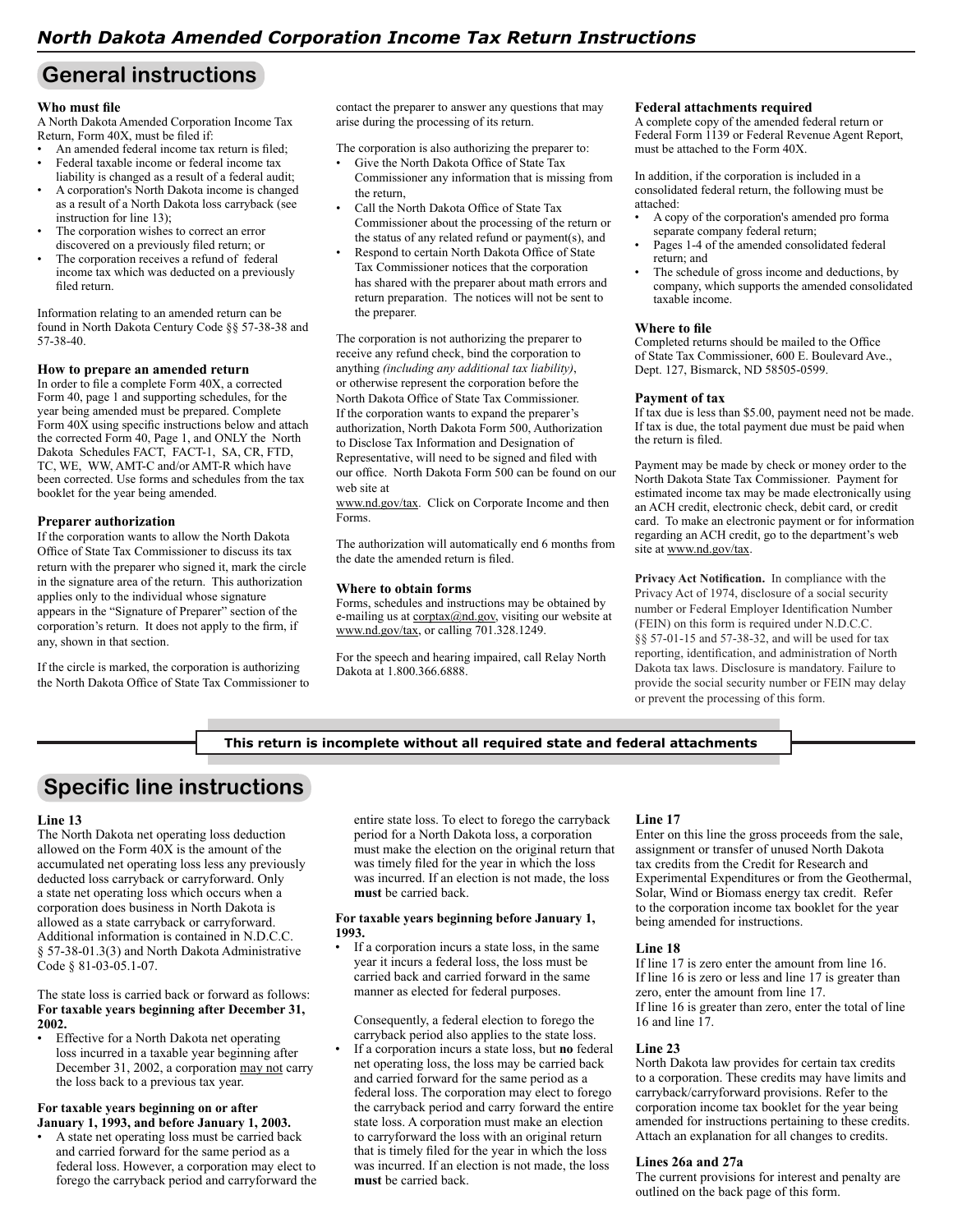# North Dakota Amended Corporation Income Tax Return Instructions

## General instructions

### Who must file

A North Dakota Amended Corporation Income Tax Return, Form 40X, must be filed if:

- An amended federal income tax return is filed;
- Federal taxable income or federal income tax liability is changed as a result of a federal audit;
- A corporation's North Dakota income is changed as a result of a North Dakota loss carryback (see instruction for line 13);
- The corporation wishes to correct an error discovered on a previously filed return; or
- The corporation receives a refund of federal income tax which was deducted on a previously filed return.

Information relating to an amended return can be found in North Dakota Century Code §§ 57-38-38 and 57-38-40.

### How to prepare an amended return

In order to file a complete Form 40X, a corrected Form 40, page 1 and supporting schedules, for the year being amended must be prepared. Complete Form 40X using specific instructions below and attach the corrected Form 40, Page 1, and ONLY the North Dakota Schedules FACT, FACT-1, SA, CR, FTD, TC, WE, WW, AMT-C and/or AMT-R which have been corrected. Use forms and schedules from the tax booklet for the year being amended.

### Preparer authorization

If the corporation wants to allow the North Dakota Office of State Tax Commissioner to discuss its tax return with the preparer who signed it, mark the circle in the signature area of the return. This authorization applies only to the individual whose signature appears in the "Signature of Preparer" section of the corporation's return. It does not apply to the firm, if any, shown in that section.

If the circle is marked, the corporation is authorizing the North Dakota Office of State Tax Commissioner to contact the preparer to answer any questions that may arise during the processing of its return.

The corporation is also authorizing the preparer to:

- Give the North Dakota Office of State Tax Commissioner any information that is missing from the return,
- Call the North Dakota Office of State Tax Commissioner about the processing of the return or the status of any related refund or payment(s), and
- Respond to certain North Dakota Office of State Tax Commissioner notices that the corporation has shared with the preparer about math errors and return preparation. The notices will not be sent to the preparer.

The corporation is not authorizing the preparer to receive any refund check, bind the corporation to anything *(including any additional tax liability)*, or otherwise represent the corporation before the North Dakota Office of State Tax Commissioner. If the corporation wants to expand the preparer's authorization, North Dakota Form 500, Authorization to Disclose Tax Information and Designation of Representative, will need to be signed and filed with our office. North Dakota Form 500 can be found on our web site at www.nd.gov/tax. Click on Corporate Income and then Forms.

The authorization will automatically end 6 months from the date the amended return is filed.

### Where to obtain forms

Forms, schedules and instructions may be obtained by e-mailing us at corptax@nd.gov, visiting our website at www.nd.gov/tax, or calling 701.328.1249.

For the speech and hearing impaired, call Relay North Dakota at 1.800.366.6888.

### Federal attachments required

A complete copy of the amended federal return or Federal Form 1139 or Federal Revenue Agent Report, must be attached to the Form 40X.

In addition, if the corporation is included in a consolidated federal return, the following must be attached:

- A copy of the corporation's amended pro forma separate company federal return;
- Pages 1-4 of the amended consolidated federal return; and
- The schedule of gross income and deductions, by company, which supports the amended consolidated taxable income.

### Where to file

Completed returns should be mailed to the Office of State Tax Commissioner, 600 E. Boulevard Ave., Dept. 127, Bismarck, ND 58505-0599.

### Payment of tax

If tax due is less than $5.00, payment need not be made. If tax is due, the total payment due must be paid when the return is filed.

Payment may be made by check or money order to the North Dakota State Tax Commissioner. Payment for estimated income tax may be made electronically using an ACH credit, electronic check, debit card, or credit card. To make an electronic payment or for information regarding an ACH credit, go to the department's web site at www.nd.gov/tax.

**Privacy Act Notification.** In compliance with the Privacy Act of 1974, disclosure of a social security number or Federal Employer Identification Number (FEIN) on this form is required under N.D.C.C. §§ 57-01-15 and 57-38-32, and will be used for tax reporting, identification, and administration of North Dakota tax laws. Disclosure is mandatory. Failure to provide the social security number or FEIN may delay or prevent the processing of this form.

**This return is incomplete without all required state and federal attachments**

## Specific line instructions

### Line 13

The North Dakota net operating loss deduction allowed on the Form 40X is the amount of the accumulated net operating loss less any previously deducted loss carryback or carryforward. Only a state net operating loss which occurs when a corporation does business in North Dakota is allowed as a state carryback or carryforward. Additional information is contained in N.D.C.C. § 57-38-01.3(3) and North Dakota Administrative Code § 81-03-05.1-07.

The state loss is carried back or forward as follows:

**For taxable years beginning after December 31, 2002.**

- Effective for a North Dakota net operating loss incurred in a taxable year beginning after December 31, 2002, a corporation may not carry the loss back to a previous tax year.

**For taxable years beginning on or after January 1, 1993, and before January 1, 2003.**

- A state net operating loss must be carried back and carried forward for the same period as a federal loss. However, a corporation may elect to forego the carryback period and carryforward the entire state loss. To elect to forego the carryback period for a North Dakota loss, a corporation must make the election on the original return that was timely filed for the year in which the loss was incurred. If an election is not made, the loss **must** be carried back.

**For taxable years beginning before January 1, 1993.**

- If a corporation incurs a state loss, in the same year it incurs a federal loss, the loss must be carried back and carried forward in the same manner as elected for federal purposes.

  Consequently, a federal election to forego the carryback period also applies to the state loss.
- If a corporation incurs a state loss, but **no** federal net operating loss, the loss may be carried back and carried forward for the same period as a federal loss. The corporation may elect to forego the carryback period and carry forward the entire state loss. A corporation must make an election to carryforward the loss with an original return that is timely filed for the year in which the loss was incurred. If an election is not made, the loss **must** be carried back.

### Line 17

Enter on this line the gross proceeds from the sale, assignment or transfer of unused North Dakota tax credits from the Credit for Research and Experimental Expenditures or from the Geothermal, Solar, Wind or Biomass energy tax credit. Refer to the corporation income tax booklet for the year being amended for instructions.

### Line 18

If line 17 is zero enter the amount from line 16.
If line 16 is zero or less and line 17 is greater than zero, enter the amount from line 17.
If line 16 is greater than zero, enter the total of line 16 and line 17.

### Line 23

North Dakota law provides for certain tax credits to a corporation. These credits may have limits and carryback/carryforward provisions. Refer to the corporation income tax booklet for the year being amended for instructions pertaining to these credits. Attach an explanation for all changes to credits.

### Lines 26a and 27a

The current provisions for interest and penalty are outlined on the back page of this form.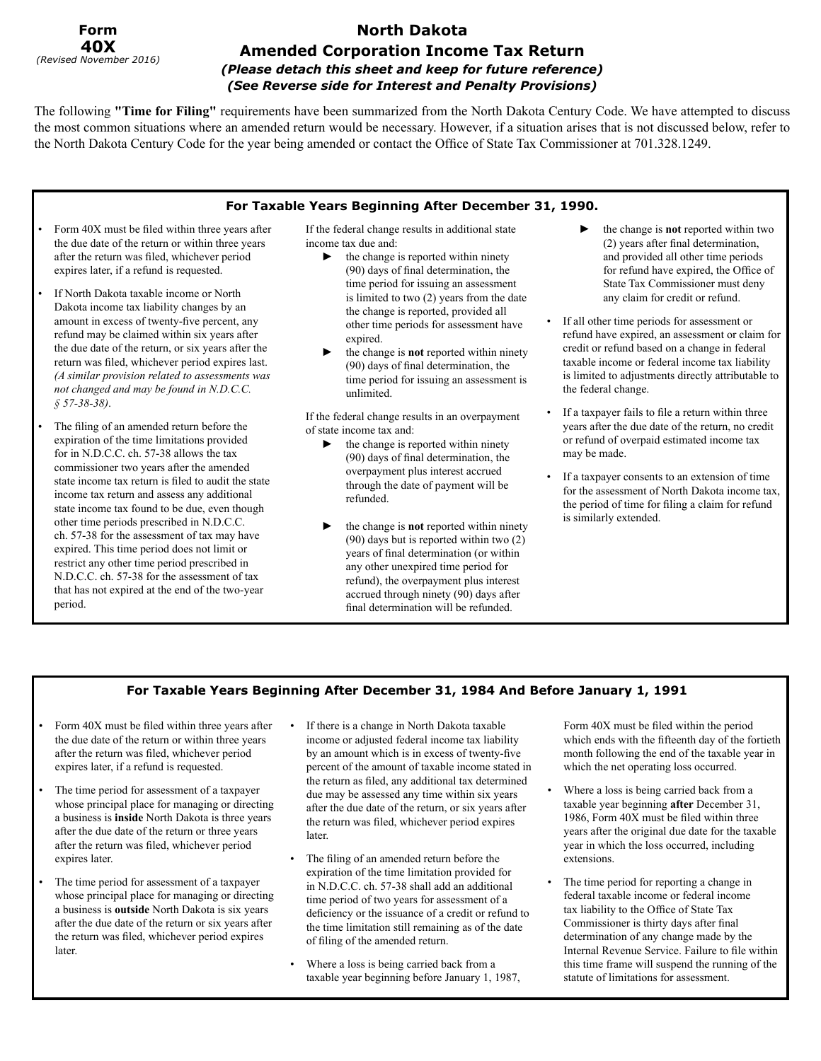**Form 40X**
*(Revised November 2016)*

# North Dakota Amended Corporation Income Tax Return

***(Please detach this sheet and keep for future reference)***
***(See Reverse side for Interest and Penalty Provisions)***

The following **"Time for Filing"** requirements have been summarized from the North Dakota Century Code. We have attempted to discuss the most common situations where an amended return would be necessary. However, if a situation arises that is not discussed below, refer to the North Dakota Century Code for the year being amended or contact the Office of State Tax Commissioner at 701.328.1249.

## For Taxable Years Beginning After December 31, 1990.

- Form 40X must be filed within three years after the due date of the return or within three years after the return was filed, whichever period expires later, if a refund is requested.
- If North Dakota taxable income or North Dakota income tax liability changes by an amount in excess of twenty-five percent, any refund may be claimed within six years after the due date of the return, or six years after the return was filed, whichever period expires last. *(A similar provision related to assessments was not changed and may be found in N.D.C.C. § 57-38-38)*.
- The filing of an amended return before the expiration of the time limitations provided for in N.D.C.C. ch. 57-38 allows the tax commissioner two years after the amended state income tax return is filed to audit the state income tax return and assess any additional state income tax found to be due, even though other time periods prescribed in N.D.C.C. ch. 57-38 for the assessment of tax may have expired. This time period does not limit or restrict any other time period prescribed in N.D.C.C. ch. 57-38 for the assessment of tax that has not expired at the end of the two-year period.

If the federal change results in additional state income tax due and:

- ► the change is reported within ninety (90) days of final determination, the time period for issuing an assessment is limited to two (2) years from the date the change is reported, provided all other time periods for assessment have expired.
- ► the change is **not** reported within ninety (90) days of final determination, the time period for issuing an assessment is unlimited.

If the federal change results in an overpayment of state income tax and:

- ► the change is reported within ninety (90) days of final determination, the overpayment plus interest accrued through the date of payment will be refunded.
- ► the change is **not** reported within ninety (90) days but is reported within two (2) years of final determination (or within any other unexpired time period for refund), the overpayment plus interest accrued through ninety (90) days after final determination will be refunded.
- ► the change is **not** reported within two (2) years after final determination, and provided all other time periods for refund have expired, the Office of State Tax Commissioner must deny any claim for credit or refund.

- If all other time periods for assessment or refund have expired, an assessment or claim for credit or refund based on a change in federal taxable income or federal income tax liability is limited to adjustments directly attributable to the federal change.
- If a taxpayer fails to file a return within three years after the due date of the return, no credit or refund of overpaid estimated income tax may be made.
- If a taxpayer consents to an extension of time for the assessment of North Dakota income tax, the period of time for filing a claim for refund is similarly extended.

## For Taxable Years Beginning After December 31, 1984 And Before January 1, 1991

- Form 40X must be filed within three years after the due date of the return or within three years after the return was filed, whichever period expires later, if a refund is requested.
- The time period for assessment of a taxpayer whose principal place for managing or directing a business is **inside** North Dakota is three years after the due date of the return or three years after the return was filed, whichever period expires later.
- The time period for assessment of a taxpayer whose principal place for managing or directing a business is **outside** North Dakota is six years after the due date of the return or six years after the return was filed, whichever period expires later.
- If there is a change in North Dakota taxable income or adjusted federal income tax liability by an amount which is in excess of twenty-five percent of the amount of taxable income stated in the return as filed, any additional tax determined due may be assessed any time within six years after the due date of the return, or six years after the return was filed, whichever period expires later.
- The filing of an amended return before the expiration of the time limitation provided for in N.D.C.C. ch. 57-38 shall add an additional time period of two years for assessment of a deficiency or the issuance of a credit or refund to the time limitation still remaining as of the date of filing of the amended return.
- Where a loss is being carried back from a taxable year beginning before January 1, 1987, Form 40X must be filed within the period which ends with the fifteenth day of the fortieth month following the end of the taxable year in which the net operating loss occurred.
- Where a loss is being carried back from a taxable year beginning **after** December 31, 1986, Form 40X must be filed within three years after the original due date for the taxable year in which the loss occurred, including extensions.
- The time period for reporting a change in federal taxable income or federal income tax liability to the Office of State Tax Commissioner is thirty days after final determination of any change made by the Internal Revenue Service. Failure to file within this time frame will suspend the running of the statute of limitations for assessment.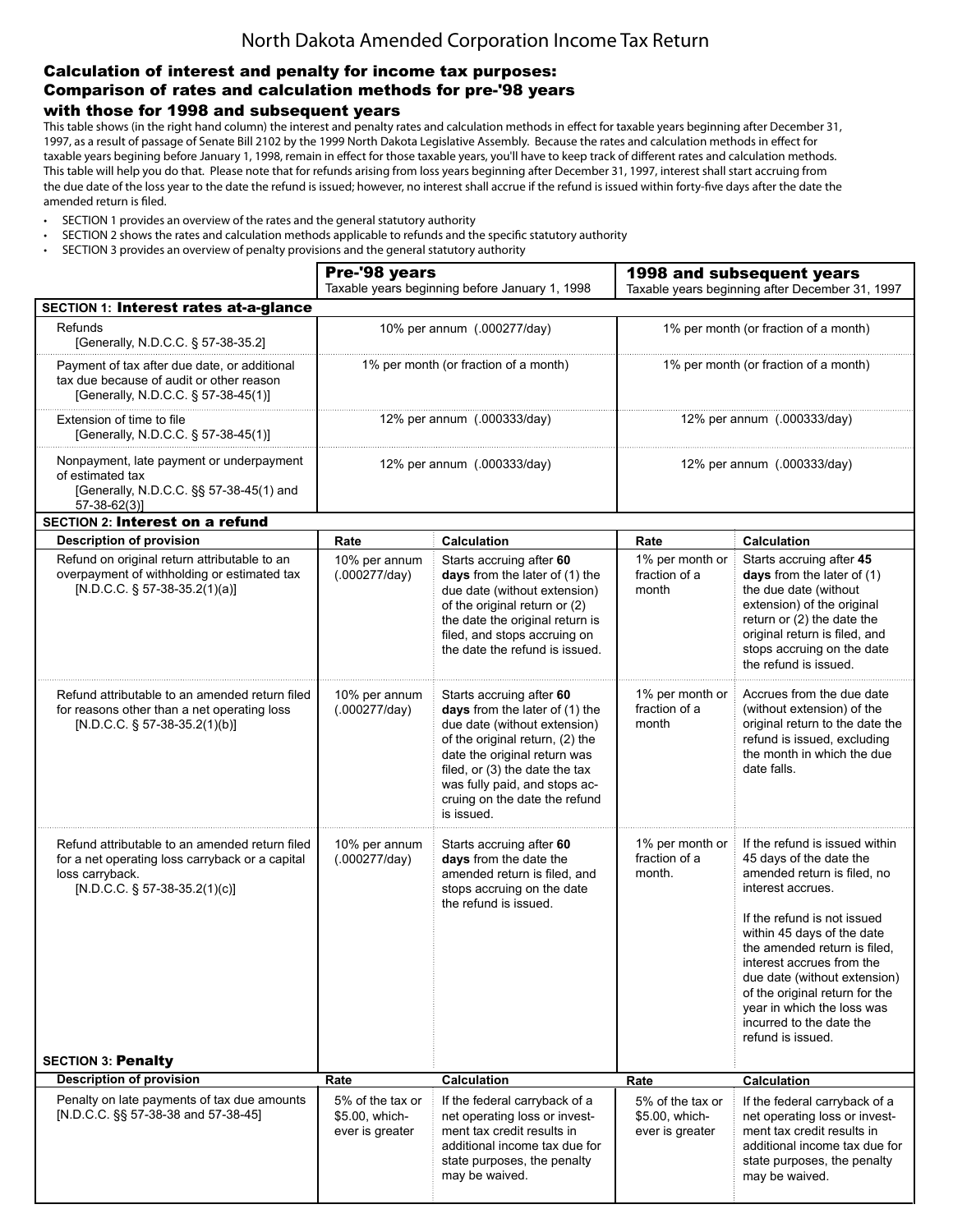# North Dakota Amended Corporation Income Tax Return

## Calculation of interest and penalty for income tax purposes: Comparison of rates and calculation methods for pre-'98 years with those for 1998 and subsequent years

This table shows (in the right hand column) the interest and penalty rates and calculation methods in effect for taxable years beginning after December 31, 1997, as a result of passage of Senate Bill 2102 by the 1999 North Dakota Legislative Assembly. Because the rates and calculation methods in effect for taxable years begining before January 1, 1998, remain in effect for those taxable years, you'll have to keep track of different rates and calculation methods. This table will help you do that. Please note that for refunds arising from loss years beginning after December 31, 1997, interest shall start accruing from the due date of the loss year to the date the refund is issued; however, no interest shall accrue if the refund is issued within forty-five days after the date the amended return is filed.

- SECTION 1 provides an overview of the rates and the general statutory authority
- SECTION 2 shows the rates and calculation methods applicable to refunds and the specific statutory authority
- SECTION 3 provides an overview of penalty provisions and the general statutory authority

| | **Pre-'98 years** Taxable years beginning before January 1, 1998 | | **1998 and subsequent years** Taxable years beginning after December 31, 1997 | |
|---|---|---|---|---|
| **SECTION 1: Interest rates at-a-glance** | | | | |
| Refunds [Generally, N.D.C.C. § 57-38-35.2] | 10% per annum (.000277/day) | | 1% per month (or fraction of a month) | |
| Payment of tax after due date, or additional tax due because of audit or other reason [Generally, N.D.C.C. § 57-38-45(1)] | 1% per month (or fraction of a month) | | 1% per month (or fraction of a month) | |
| Extension of time to file [Generally, N.D.C.C. § 57-38-45(1)] | 12% per annum (.000333/day) | | 12% per annum (.000333/day) | |
| Nonpayment, late payment or underpayment of estimated tax [Generally, N.D.C.C. §§ 57-38-45(1) and 57-38-62(3)] | 12% per annum (.000333/day) | | 12% per annum (.000333/day) | |
| **SECTION 2: Interest on a refund** | | | | |
| **Description of provision** | **Rate** | **Calculation** | **Rate** | **Calculation** |
| Refund on original return attributable to an overpayment of withholding or estimated tax [N.D.C.C. § 57-38-35.2(1)(a)] | 10% per annum (.000277/day) | Starts accruing after **60 days** from the later of (1) the due date (without extension) of the original return or (2) the date the original return is filed, and stops accruing on the date the refund is issued. | 1% per month or fraction of a month | Starts accruing after **45 days** from the later of (1) the due date (without extension) of the original return or (2) the date the original return is filed, and stops accruing on the date the refund is issued. |
| Refund attributable to an amended return filed for reasons other than a net operating loss [N.D.C.C. § 57-38-35.2(1)(b)] | 10% per annum (.000277/day) | Starts accruing after **60 days** from the later of (1) the due date (without extension) of the original return, (2) the date the original return was filed, or (3) the date the tax was fully paid, and stops accruing on the date the refund is issued. | 1% per month or fraction of a month | Accrues from the due date (without extension) of the original return to the date the refund is issued, excluding the month in which the due date falls. |
| Refund attributable to an amended return filed for a net operating loss carryback or a capital loss carryback. [N.D.C.C. § 57-38-35.2(1)(c)] | 10% per annum (.000277/day) | Starts accruing after **60 days** from the date the amended return is filed, and stops accruing on the date the refund is issued. | 1% per month or fraction of a month. | If the refund is issued within 45 days of the date the amended return is filed, no interest accrues.<br><br>If the refund is not issued within 45 days of the date the amended return is filed, interest accrues from the due date (without extension) of the original return for the year in which the loss was incurred to the date the refund is issued. |
| **SECTION 3: Penalty** | | | | |
| **Description of provision** | **Rate** | **Calculation** | **Rate** | **Calculation** |
| Penalty on late payments of tax due amounts [N.D.C.C. §§ 57-38-38 and 57-38-45] | 5% of the tax or $5.00, whichever is greater | If the federal carryback of a net operating loss or investment tax credit results in additional income tax due for state purposes, the penalty may be waived. | 5% of the tax or $5.00, whichever is greater | If the federal carryback of a net operating loss or investment tax credit results in additional income tax due for state purposes, the penalty may be waived. |